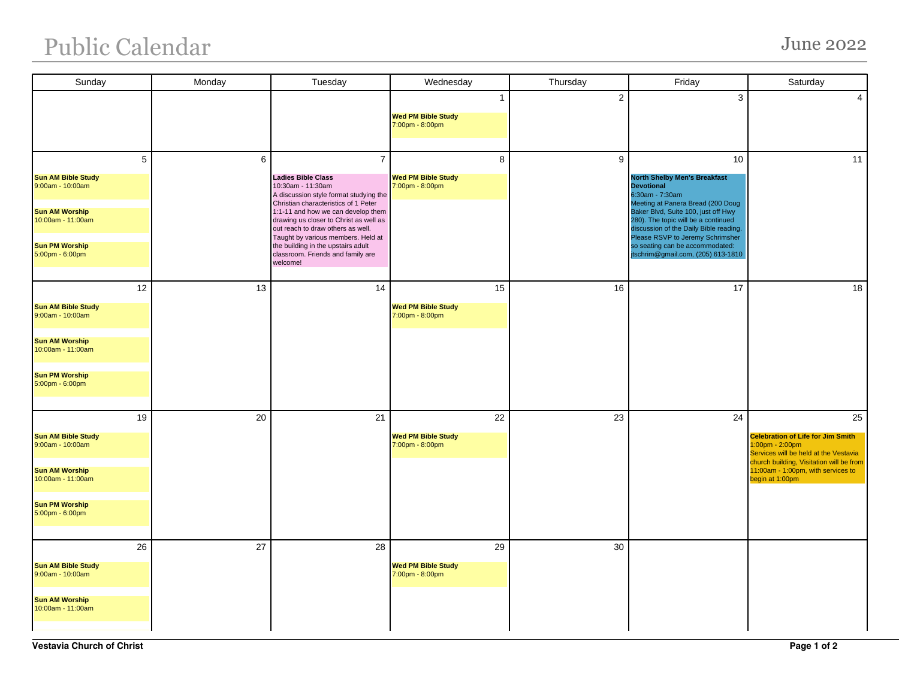# Public Calendar

## June 2022

| Sunday | Monday | Tuesday | Wednesday | Thursday | Friday | Saturday |
|---|---|---|---|---|---|---|
| | | | 1<br>**Wed PM Bible Study**<br>7:00pm - 8:00pm | 2 | 3 | 4 |
| 5<br>**Sun AM Bible Study**<br>9:00am - 10:00am<br>**Sun AM Worship**<br>10:00am - 11:00am<br>**Sun PM Worship**<br>5:00pm - 6:00pm | 6 | 7<br>**Ladies Bible Class**<br>10:30am - 11:30am<br>A discussion style format studying the Christian characteristics of 1 Peter 1:1-11 and how we can develop them drawing us closer to Christ as well as out reach to draw others as well. Taught by various members. Held at the building in the upstairs adult classroom. Friends and family are welcome! | 8<br>**Wed PM Bible Study**<br>7:00pm - 8:00pm | 9 | 10<br>**North Shelby Men's Breakfast Devotional**<br>6:30am - 7:30am<br>Meeting at Panera Bread (200 Doug Baker Blvd, Suite 100, just off Hwy 280). The topic will be a continued discussion of the Daily Bible reading. Please RSVP to Jeremy Schrimsher so seating can be accommodated: jtschrim@gmail.com, (205) 613-1810 | 11 |
| 12<br>**Sun AM Bible Study**<br>9:00am - 10:00am<br>**Sun AM Worship**<br>10:00am - 11:00am<br>**Sun PM Worship**<br>5:00pm - 6:00pm | 13 | 14 | 15<br>**Wed PM Bible Study**<br>7:00pm - 8:00pm | 16 | 17 | 18 |
| 19<br>**Sun AM Bible Study**<br>9:00am - 10:00am<br>**Sun AM Worship**<br>10:00am - 11:00am<br>**Sun PM Worship**<br>5:00pm - 6:00pm | 20 | 21 | 22<br>**Wed PM Bible Study**<br>7:00pm - 8:00pm | 23 | 24 | 25<br>**Celebration of Life for Jim Smith**<br>1:00pm - 2:00pm<br>Services will be held at the Vestavia church building, Visitation will be from 11:00am - 1:00pm, with services to begin at 1:00pm |
| 26<br>**Sun AM Bible Study**<br>9:00am - 10:00am<br>**Sun AM Worship**<br>10:00am - 11:00am | 27 | 28 | 29<br>**Wed PM Bible Study**<br>7:00pm - 8:00pm | 30 | | |

**Vestavia Church of Christ**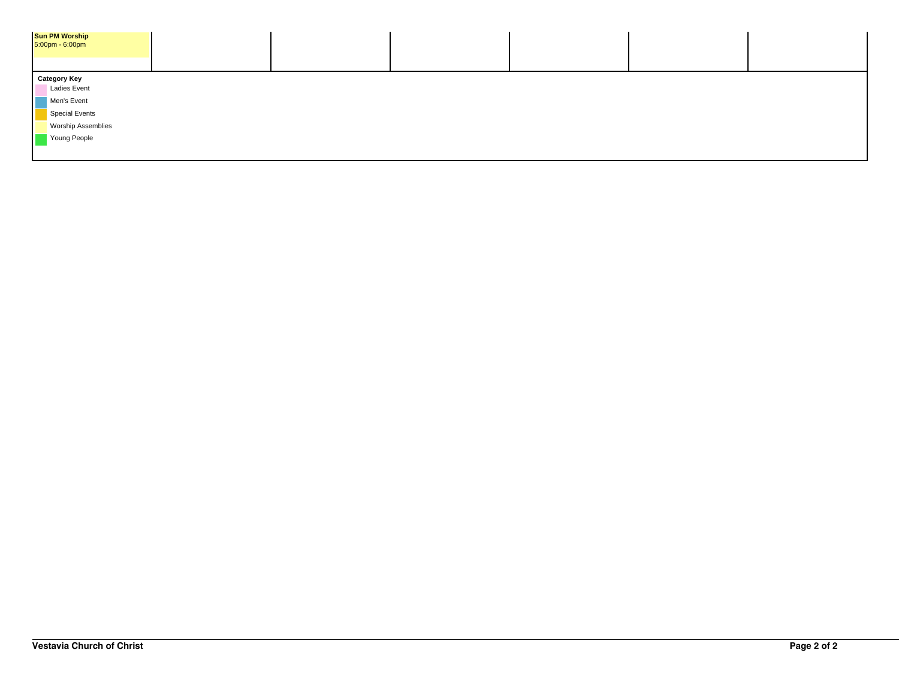| | | | | | | |
|---|---|---|---|---|---|---|
| **Sun PM Worship**<br>5:00pm - 6:00pm | | | | | | |

**Category Key**

- Ladies Event
- Men's Event
- Special Events
- Worship Assemblies
- Young People

**Vestavia Church of Christ**